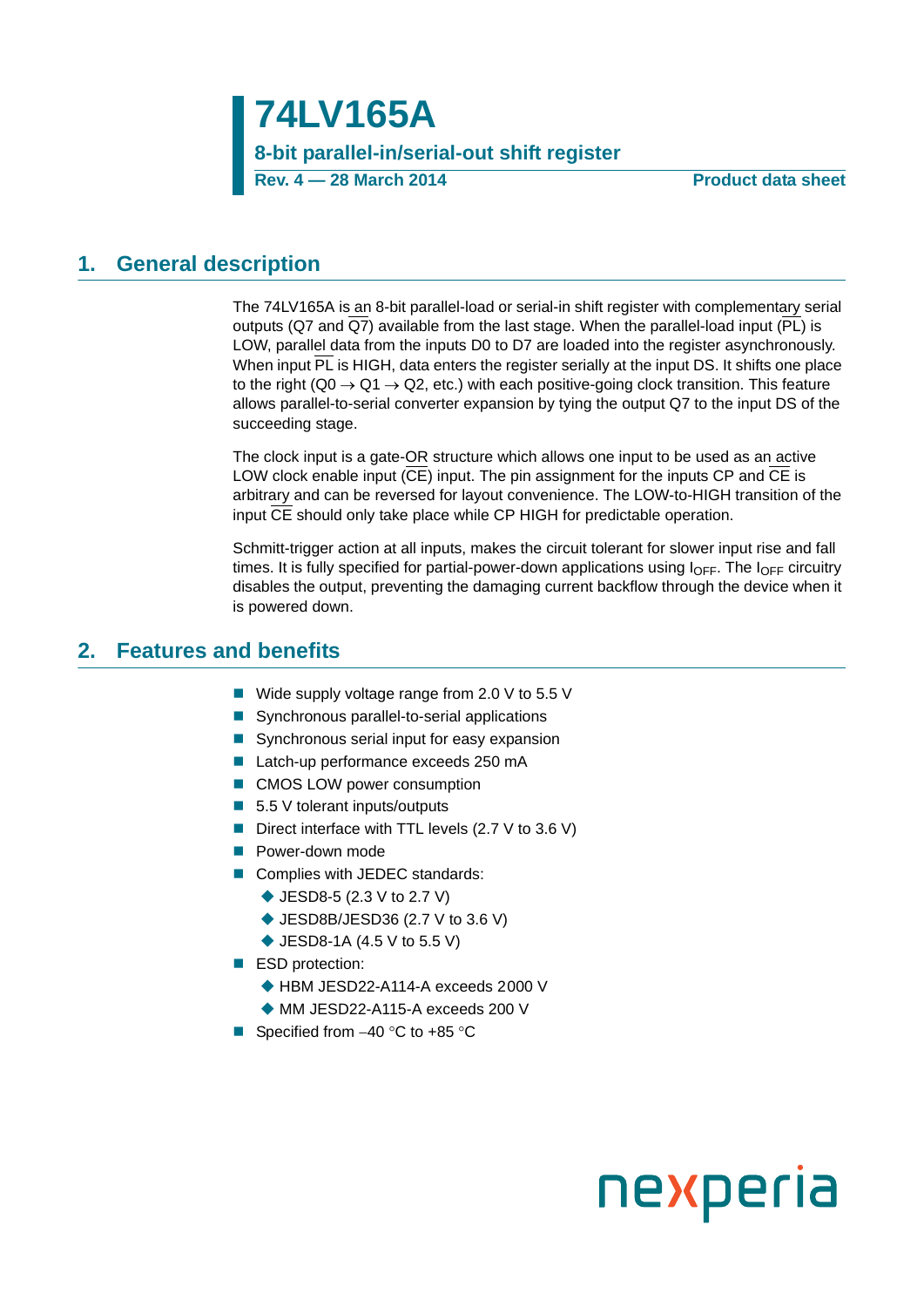# 74LV165A

## 8-bit parallel-in/serial-out shift register

**Rev. 4 — 28 March 2014** **Product data sheet**

## 1. General description

The 74LV165A is an 8-bit parallel-load or serial-in shift register with complementary serial outputs (Q7 and $\overline{Q7}$) available from the last stage. When the parallel-load input ($\overline{PL}$) is LOW, parallel data from the inputs D0 to D7 are loaded into the register asynchronously. When input $\overline{PL}$ is HIGH, data enters the register serially at the input DS. It shifts one place to the right (Q0 → Q1 → Q2, etc.) with each positive-going clock transition. This feature allows parallel-to-serial converter expansion by tying the output Q7 to the input DS of the succeeding stage.

The clock input is a gate-OR structure which allows one input to be used as an active LOW clock enable input ($\overline{CE}$) input. The pin assignment for the inputs CP and $\overline{CE}$ is arbitrary and can be reversed for layout convenience. The LOW-to-HIGH transition of the input $\overline{CE}$ should only take place while CP HIGH for predictable operation.

Schmitt-trigger action at all inputs, makes the circuit tolerant for slower input rise and fall times. It is fully specified for partial-power-down applications using $I_{OFF}$. The $I_{OFF}$ circuitry disables the output, preventing the damaging current backflow through the device when it is powered down.

## 2. Features and benefits

- Wide supply voltage range from 2.0 V to 5.5 V
- Synchronous parallel-to-serial applications
- Synchronous serial input for easy expansion
- Latch-up performance exceeds 250 mA
- CMOS LOW power consumption
- 5.5 V tolerant inputs/outputs
- Direct interface with TTL levels (2.7 V to 3.6 V)
- Power-down mode
- Complies with JEDEC standards:
  - JESD8-5 (2.3 V to 2.7 V)
  - JESD8B/JESD36 (2.7 V to 3.6 V)
  - JESD8-1A (4.5 V to 5.5 V)
- ESD protection:
  - HBM JESD22-A114-A exceeds 2000 V
  - MM JESD22-A115-A exceeds 200 V
- Specified from −40 °C to +85 °C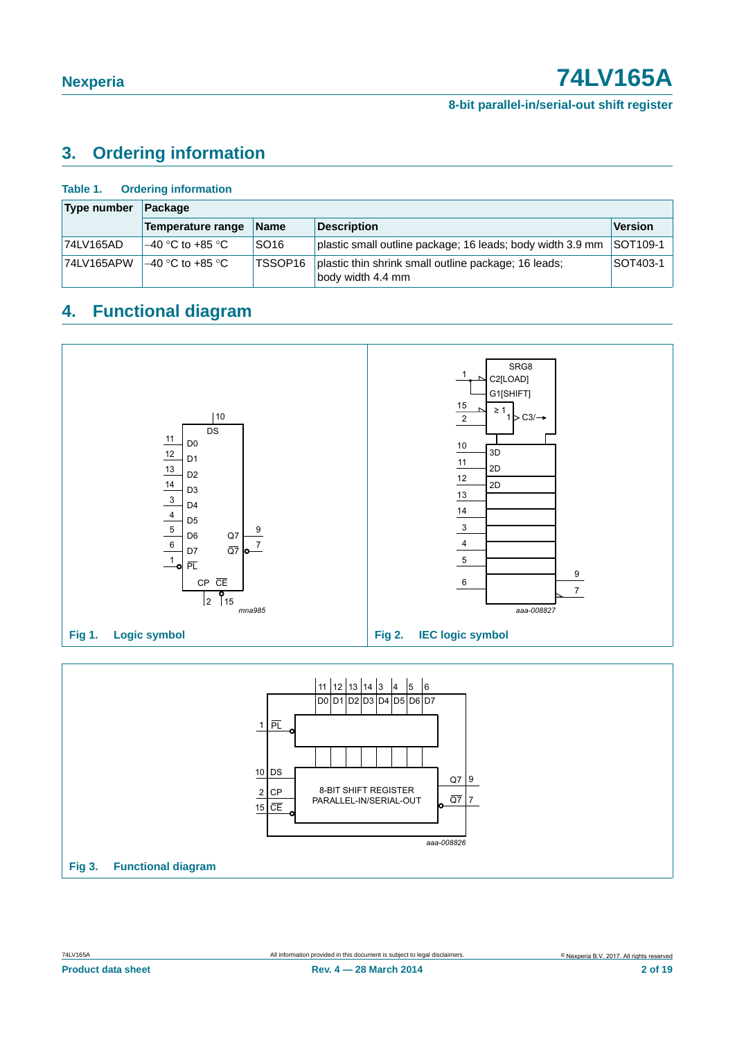## 3. Ordering information

**Table 1. Ordering information**

| Type number | Package | | | |
|---|---|---|---|---|
| | Temperature range | Name | Description | Version |
| 74LV165AD | –40 °C to +85 °C | SO16 | plastic small outline package; 16 leads; body width 3.9 mm | SOT109-1 |
| 74LV165APW | –40 °C to +85 °C | TSSOP16 | plastic thin shrink small outline package; 16 leads; body width 4.4 mm | SOT403-1 |

## 4. Functional diagram

**Fig 1. Logic symbol**

**Fig 2. IEC logic symbol**

**Fig 3. Functional diagram**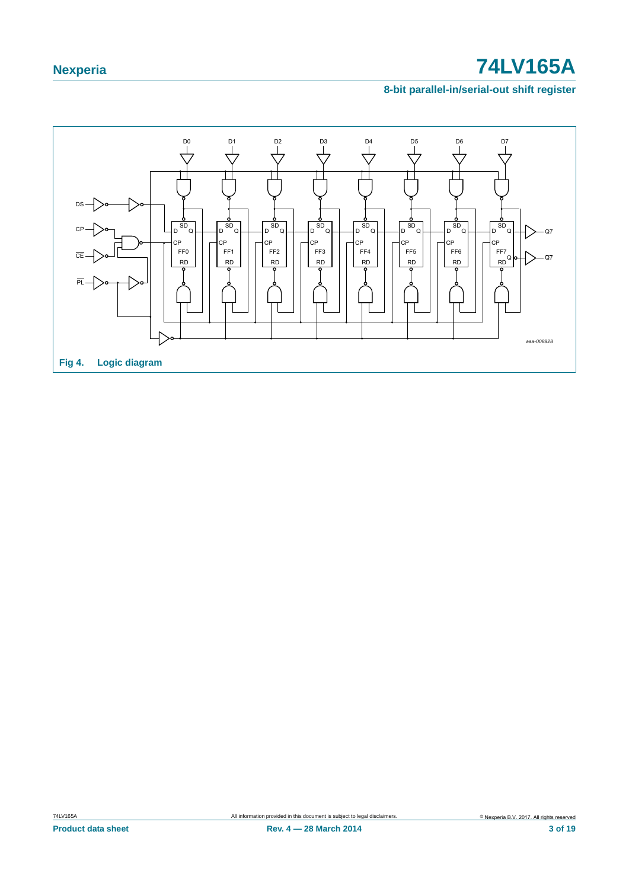Fig 4. Logic diagram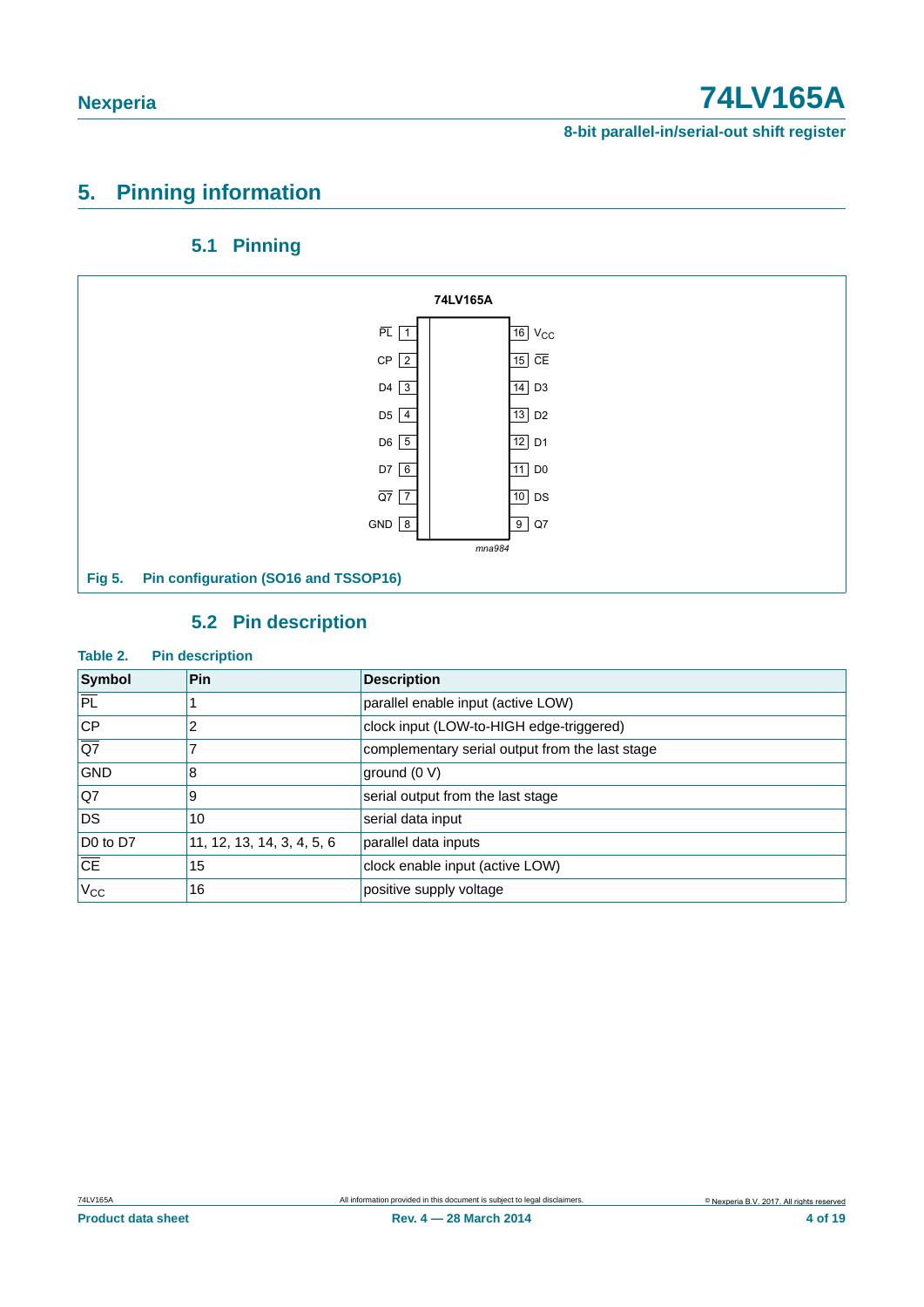## 5. Pinning information

### 5.1 Pinning

Fig 5. Pin configuration (SO16 and TSSOP16)

### 5.2 Pin description

**Table 2. Pin description**

| Symbol | Pin | Description |
|---|---|---|
| $\overline{PL}$ | 1 | parallel enable input (active LOW) |
| CP | 2 | clock input (LOW-to-HIGH edge-triggered) |
| $\overline{Q7}$ | 7 | complementary serial output from the last stage |
| GND | 8 | ground (0 V) |
| Q7 | 9 | serial output from the last stage |
| DS | 10 | serial data input |
| D0 to D7 | 11, 12, 13, 14, 3, 4, 5, 6 | parallel data inputs |
| $\overline{CE}$ | 15 | clock enable input (active LOW) |
| $V_{CC}$ | 16 | positive supply voltage |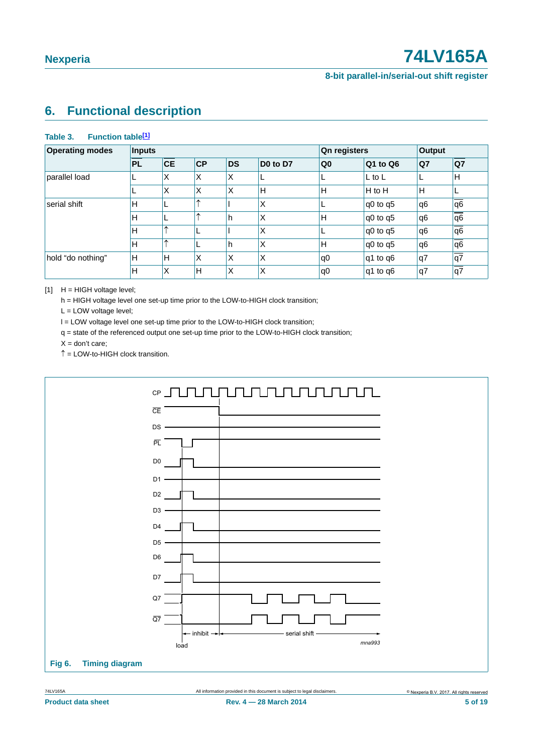# 6. Functional description

**Table 3. Function table[1]**

| Operating modes | Inputs | | | | | Qn registers | | Output | |
|---|---|---|---|---|---|---|---|---|---|
| | $\overline{PL}$ | $\overline{CE}$ | CP | DS | D0 to D7 | Q0 | Q1 to Q6 | Q7 | $\overline{Q7}$ |
| parallel load | L | X | X | X | L | L | L to L | L | H |
| | L | X | X | X | H | H | H to H | H | L |
| serial shift | H | L | ↑ | l | X | L | q0 to q5 | q6 | $\overline{q6}$ |
| | H | L | ↑ | h | X | H | q0 to q5 | q6 | $\overline{q6}$ |
| | H | ↑ | L | l | X | L | q0 to q5 | q6 | $\overline{q6}$ |
| | H | ↑ | L | h | X | H | q0 to q5 | q6 | $\overline{q6}$ |
| hold “do nothing” | H | H | X | X | X | q0 | q1 to q6 | q7 | $\overline{q7}$ |
| | H | X | H | X | X | q0 | q1 to q6 | q7 | $\overline{q7}$ |

[1] H = HIGH voltage level;
h = HIGH voltage level one set-up time prior to the LOW-to-HIGH clock transition;
L = LOW voltage level;
l = LOW voltage level one set-up time prior to the LOW-to-HIGH clock transition;
q = state of the referenced output one set-up time prior to the LOW-to-HIGH clock transition;
X = don’t care;
↑ = LOW-to-HIGH clock transition.

**Fig 6. Timing diagram**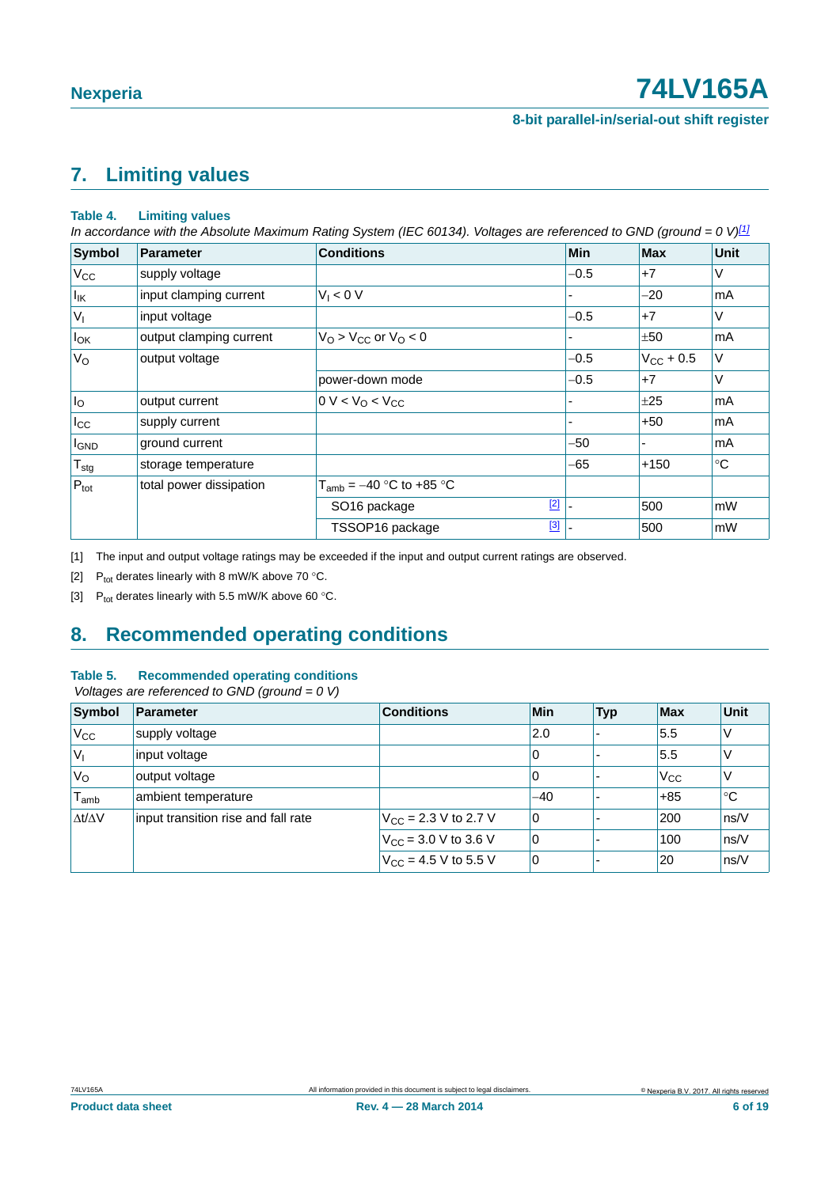## 7. Limiting values

**Table 4. Limiting values**

*In accordance with the Absolute Maximum Rating System (IEC 60134). Voltages are referenced to GND (ground = 0 V)*[1]

| Symbol | Parameter | Conditions | Min | Max | Unit |
|---|---|---|---|---|---|
| $V_{CC}$ | supply voltage | | −0.5 | +7 | V |
| $I_{IK}$ | input clamping current | $V_I < 0$ V | - | −20 | mA |
| $V_I$ | input voltage | | −0.5 | +7 | V |
| $I_{OK}$ | output clamping current | $V_O > V_{CC}$ or $V_O < 0$ | - | ±50 | mA |
| $V_O$ | output voltage | | −0.5 | $V_{CC}$ + 0.5 | V |
| | | power-down mode | −0.5 | +7 | V |
| $I_O$ | output current | $0\text{ V} < V_O < V_{CC}$ | - | ±25 | mA |
| $I_{CC}$ | supply current | | - | +50 | mA |
| $I_{GND}$ | ground current | | −50 | - | mA |
| $T_{stg}$ | storage temperature | | −65 | +150 | °C |
| $P_{tot}$ | total power dissipation | $T_{amb}$ = −40 °C to +85 °C | | | |
| | | SO16 package [2] | - | 500 | mW |
| | | TSSOP16 package [3] | - | 500 | mW |

[1] The input and output voltage ratings may be exceeded if the input and output current ratings are observed.

[2] $P_{tot}$ derates linearly with 8 mW/K above 70 °C.

[3] $P_{tot}$ derates linearly with 5.5 mW/K above 60 °C.

## 8. Recommended operating conditions

**Table 5. Recommended operating conditions**

*Voltages are referenced to GND (ground = 0 V)*

| Symbol | Parameter | Conditions | Min | Typ | Max | Unit |
|---|---|---|---|---|---|---|
| $V_{CC}$ | supply voltage | | 2.0 | - | 5.5 | V |
| $V_I$ | input voltage | | 0 | - | 5.5 | V |
| $V_O$ | output voltage | | 0 | - | $V_{CC}$ | V |
| $T_{amb}$ | ambient temperature | | −40 | - | +85 | °C |
| $\Delta t/\Delta V$ | input transition rise and fall rate | $V_{CC}$ = 2.3 V to 2.7 V | 0 | - | 200 | ns/V |
| | | $V_{CC}$ = 3.0 V to 3.6 V | 0 | - | 100 | ns/V |
| | | $V_{CC}$ = 4.5 V to 5.5 V | 0 | - | 20 | ns/V |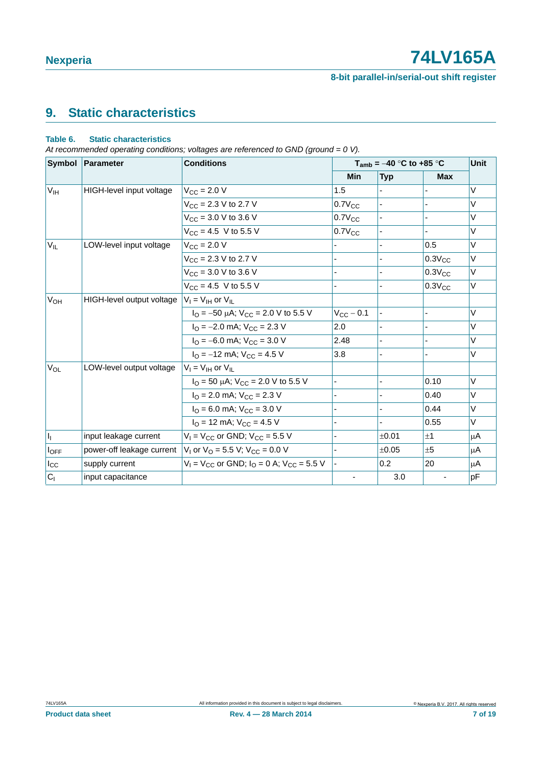## 9. Static characteristics

**Table 6. Static characteristics**

*At recommended operating conditions; voltages are referenced to GND (ground = 0 V).*

| Symbol | Parameter | Conditions | $T_{amb}$ = −40 °C to +85 °C | | | Unit |
|---|---|---|---|---|---|---|
| | | | Min | Typ | Max | |
| $V_{IH}$ | HIGH-level input voltage | $V_{CC}$ = 2.0 V | 1.5 | - | - | V |
| | | $V_{CC}$ = 2.3 V to 2.7 V | $0.7V_{CC}$ | - | - | V |
| | | $V_{CC}$ = 3.0 V to 3.6 V | $0.7V_{CC}$ | - | - | V |
| | | $V_{CC}$ = 4.5 V to 5.5 V | $0.7V_{CC}$ | - | - | V |
| $V_{IL}$ | LOW-level input voltage | $V_{CC}$ = 2.0 V | - | - | 0.5 | V |
| | | $V_{CC}$ = 2.3 V to 2.7 V | - | - | $0.3V_{CC}$ | V |
| | | $V_{CC}$ = 3.0 V to 3.6 V | - | - | $0.3V_{CC}$ | V |
| | | $V_{CC}$ = 4.5 V to 5.5 V | - | - | $0.3V_{CC}$ | V |
| $V_{OH}$ | HIGH-level output voltage | $V_I$ = $V_{IH}$ or $V_{IL}$ | | | | |
| | | $I_O$ = −50 μA; $V_{CC}$ = 2.0 V to 5.5 V | $V_{CC}$ − 0.1 | - | - | V |
| | | $I_O$ = −2.0 mA; $V_{CC}$ = 2.3 V | 2.0 | - | - | V |
| | | $I_O$ = −6.0 mA; $V_{CC}$ = 3.0 V | 2.48 | - | - | V |
| | | $I_O$ = −12 mA; $V_{CC}$ = 4.5 V | 3.8 | - | - | V |
| $V_{OL}$ | LOW-level output voltage | $V_I$ = $V_{IH}$ or $V_{IL}$ | | | | |
| | | $I_O$ = 50 μA; $V_{CC}$ = 2.0 V to 5.5 V | - | - | 0.10 | V |
| | | $I_O$ = 2.0 mA; $V_{CC}$ = 2.3 V | - | - | 0.40 | V |
| | | $I_O$ = 6.0 mA; $V_{CC}$ = 3.0 V | - | - | 0.44 | V |
| | | $I_O$ = 12 mA; $V_{CC}$ = 4.5 V | - | - | 0.55 | V |
| $I_I$ | input leakage current | $V_I$ = $V_{CC}$ or GND; $V_{CC}$ = 5.5 V | - | ±0.01 | ±1 | μA |
| $I_{OFF}$ | power-off leakage current | $V_I$ or $V_O$ = 5.5 V; $V_{CC}$ = 0.0 V | - | ±0.05 | ±5 | μA |
| $I_{CC}$ | supply current | $V_I$ = $V_{CC}$ or GND; $I_O$ = 0 A; $V_{CC}$ = 5.5 V | - | 0.2 | 20 | μA |
| $C_I$ | input capacitance | | - | 3.0 | - | pF |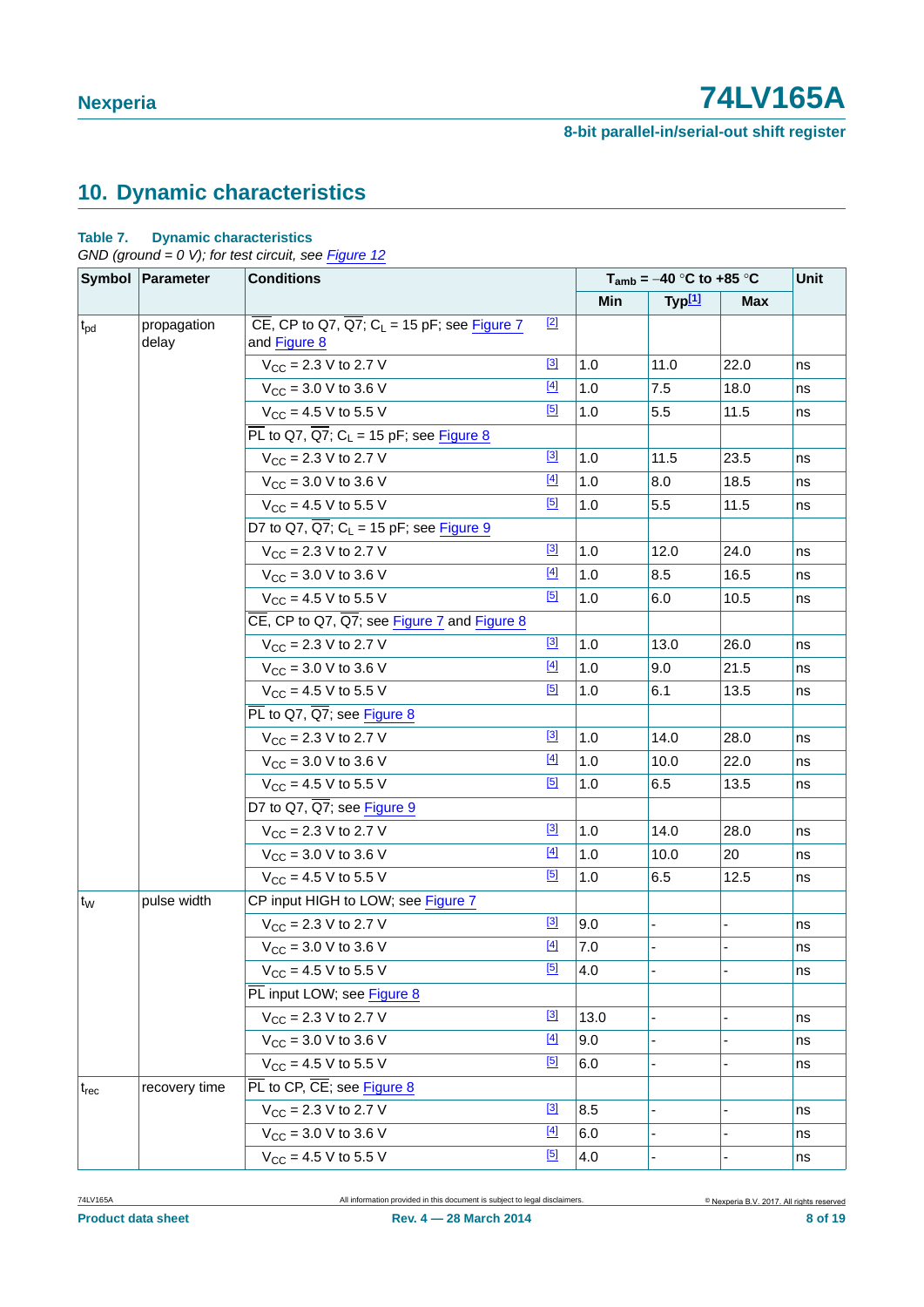## 10. Dynamic characteristics

**Table 7. Dynamic characteristics**

*GND (ground = 0 V); for test circuit, see Figure 12*

| Symbol | Parameter | Conditions | | $T_{amb}$ = −40 °C to +85 °C | | | Unit |
|---|---|---|---|---|---|---|---|
| | | | | Min | Typ[1] | Max | |
| $t_{pd}$ | propagation delay | $\overline{CE}$, CP to Q7, $\overline{Q7}$; $C_L$ = 15 pF; see Figure 7 and Figure 8 | [2] | | | | |
| | | $V_{CC}$ = 2.3 V to 2.7 V | [3] | 1.0 | 11.0 | 22.0 | ns |
| | | $V_{CC}$ = 3.0 V to 3.6 V | [4] | 1.0 | 7.5 | 18.0 | ns |
| | | $V_{CC}$ = 4.5 V to 5.5 V | [5] | 1.0 | 5.5 | 11.5 | ns |
| | | $\overline{PL}$ to Q7, $\overline{Q7}$; $C_L$ = 15 pF; see Figure 8 | | | | | |
| | | $V_{CC}$ = 2.3 V to 2.7 V | [3] | 1.0 | 11.5 | 23.5 | ns |
| | | $V_{CC}$ = 3.0 V to 3.6 V | [4] | 1.0 | 8.0 | 18.5 | ns |
| | | $V_{CC}$ = 4.5 V to 5.5 V | [5] | 1.0 | 5.5 | 11.5 | ns |
| | | D7 to Q7, $\overline{Q7}$; $C_L$ = 15 pF; see Figure 9 | | | | | |
| | | $V_{CC}$ = 2.3 V to 2.7 V | [3] | 1.0 | 12.0 | 24.0 | ns |
| | | $V_{CC}$ = 3.0 V to 3.6 V | [4] | 1.0 | 8.5 | 16.5 | ns |
| | | $V_{CC}$ = 4.5 V to 5.5 V | [5] | 1.0 | 6.0 | 10.5 | ns |
| | | $\overline{CE}$, CP to Q7, $\overline{Q7}$; see Figure 7 and Figure 8 | | | | | |
| | | $V_{CC}$ = 2.3 V to 2.7 V | [3] | 1.0 | 13.0 | 26.0 | ns |
| | | $V_{CC}$ = 3.0 V to 3.6 V | [4] | 1.0 | 9.0 | 21.5 | ns |
| | | $V_{CC}$ = 4.5 V to 5.5 V | [5] | 1.0 | 6.1 | 13.5 | ns |
| | | $\overline{PL}$ to Q7, $\overline{Q7}$; see Figure 8 | | | | | |
| | | $V_{CC}$ = 2.3 V to 2.7 V | [3] | 1.0 | 14.0 | 28.0 | ns |
| | | $V_{CC}$ = 3.0 V to 3.6 V | [4] | 1.0 | 10.0 | 22.0 | ns |
| | | $V_{CC}$ = 4.5 V to 5.5 V | [5] | 1.0 | 6.5 | 13.5 | ns |
| | | D7 to Q7, $\overline{Q7}$; see Figure 9 | | | | | |
| | | $V_{CC}$ = 2.3 V to 2.7 V | [3] | 1.0 | 14.0 | 28.0 | ns |
| | | $V_{CC}$ = 3.0 V to 3.6 V | [4] | 1.0 | 10.0 | 20 | ns |
| | | $V_{CC}$ = 4.5 V to 5.5 V | [5] | 1.0 | 6.5 | 12.5 | ns |
| $t_W$ | pulse width | CP input HIGH to LOW; see Figure 7 | | | | | |
| | | $V_{CC}$ = 2.3 V to 2.7 V | [3] | 9.0 | - | - | ns |
| | | $V_{CC}$ = 3.0 V to 3.6 V | [4] | 7.0 | - | - | ns |
| | | $V_{CC}$ = 4.5 V to 5.5 V | [5] | 4.0 | - | - | ns |
| | | $\overline{PL}$ input LOW; see Figure 8 | | | | | |
| | | $V_{CC}$ = 2.3 V to 2.7 V | [3] | 13.0 | - | - | ns |
| | | $V_{CC}$ = 3.0 V to 3.6 V | [4] | 9.0 | - | - | ns |
| | | $V_{CC}$ = 4.5 V to 5.5 V | [5] | 6.0 | - | - | ns |
| $t_{rec}$ | recovery time | $\overline{PL}$ to CP, $\overline{CE}$; see Figure 8 | | | | | |
| | | $V_{CC}$ = 2.3 V to 2.7 V | [3] | 8.5 | - | - | ns |
| | | $V_{CC}$ = 3.0 V to 3.6 V | [4] | 6.0 | - | - | ns |
| | | $V_{CC}$ = 4.5 V to 5.5 V | [5] | 4.0 | - | - | ns |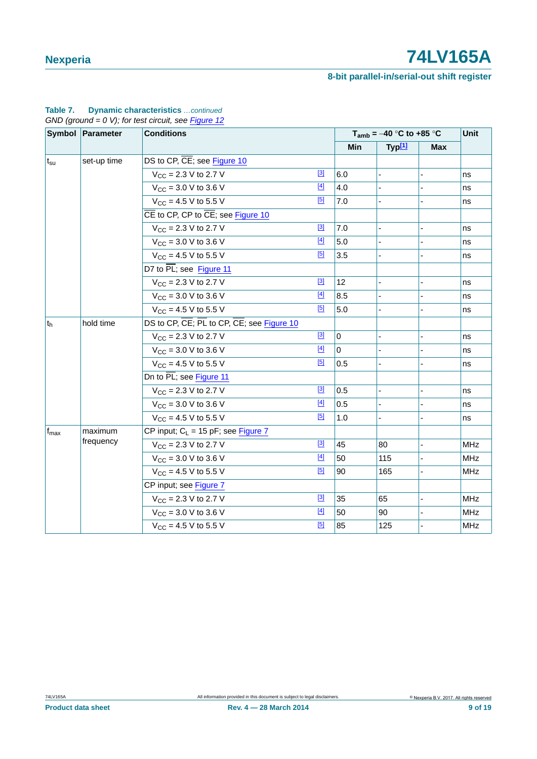**Table 7. Dynamic characteristics** *...continued*

*GND (ground = 0 V); for test circuit, see Figure 12*

| Symbol | Parameter | Conditions | | $T_{amb}$ = −40 °C to +85 °C | | | Unit |
|---|---|---|---|---|---|---|---|
| | | | | Min | Typ[1] | Max | |
| $t_{su}$ | set-up time | DS to CP, $\overline{CE}$; see Figure 10 | | | | | |
| | | $V_{CC}$ = 2.3 V to 2.7 V | [3] | 6.0 | - | - | ns |
| | | $V_{CC}$ = 3.0 V to 3.6 V | [4] | 4.0 | - | - | ns |
| | | $V_{CC}$ = 4.5 V to 5.5 V | [5] | 7.0 | - | - | ns |
| | | $\overline{CE}$ to CP, CP to $\overline{CE}$; see Figure 10 | | | | | |
| | | $V_{CC}$ = 2.3 V to 2.7 V | [3] | 7.0 | - | - | ns |
| | | $V_{CC}$ = 3.0 V to 3.6 V | [4] | 5.0 | - | - | ns |
| | | $V_{CC}$ = 4.5 V to 5.5 V | [5] | 3.5 | - | - | ns |
| | | D7 to $\overline{PL}$; see Figure 11 | | | | | |
| | | $V_{CC}$ = 2.3 V to 2.7 V | [3] | 12 | - | - | ns |
| | | $V_{CC}$ = 3.0 V to 3.6 V | [4] | 8.5 | - | - | ns |
| | | $V_{CC}$ = 4.5 V to 5.5 V | [5] | 5.0 | - | - | ns |
| $t_h$ | hold time | DS to CP, $\overline{CE}$; $\overline{PL}$ to CP, $\overline{CE}$; see Figure 10 | | | | | |
| | | $V_{CC}$ = 2.3 V to 2.7 V | [3] | 0 | - | - | ns |
| | | $V_{CC}$ = 3.0 V to 3.6 V | [4] | 0 | - | - | ns |
| | | $V_{CC}$ = 4.5 V to 5.5 V | [5] | 0.5 | - | - | ns |
| | | Dn to $\overline{PL}$; see Figure 11 | | | | | |
| | | $V_{CC}$ = 2.3 V to 2.7 V | [3] | 0.5 | - | - | ns |
| | | $V_{CC}$ = 3.0 V to 3.6 V | [4] | 0.5 | - | - | ns |
| | | $V_{CC}$ = 4.5 V to 5.5 V | [5] | 1.0 | - | - | ns |
| $f_{max}$ | maximum frequency | CP input; $C_L$ = 15 pF; see Figure 7 | | | | | |
| | | $V_{CC}$ = 2.3 V to 2.7 V | [3] | 45 | 80 | - | MHz |
| | | $V_{CC}$ = 3.0 V to 3.6 V | [4] | 50 | 115 | - | MHz |
| | | $V_{CC}$ = 4.5 V to 5.5 V | [5] | 90 | 165 | - | MHz |
| | | CP input; see Figure 7 | | | | | |
| | | $V_{CC}$ = 2.3 V to 2.7 V | [3] | 35 | 65 | - | MHz |
| | | $V_{CC}$ = 3.0 V to 3.6 V | [4] | 50 | 90 | - | MHz |
| | | $V_{CC}$ = 4.5 V to 5.5 V | [5] | 85 | 125 | - | MHz |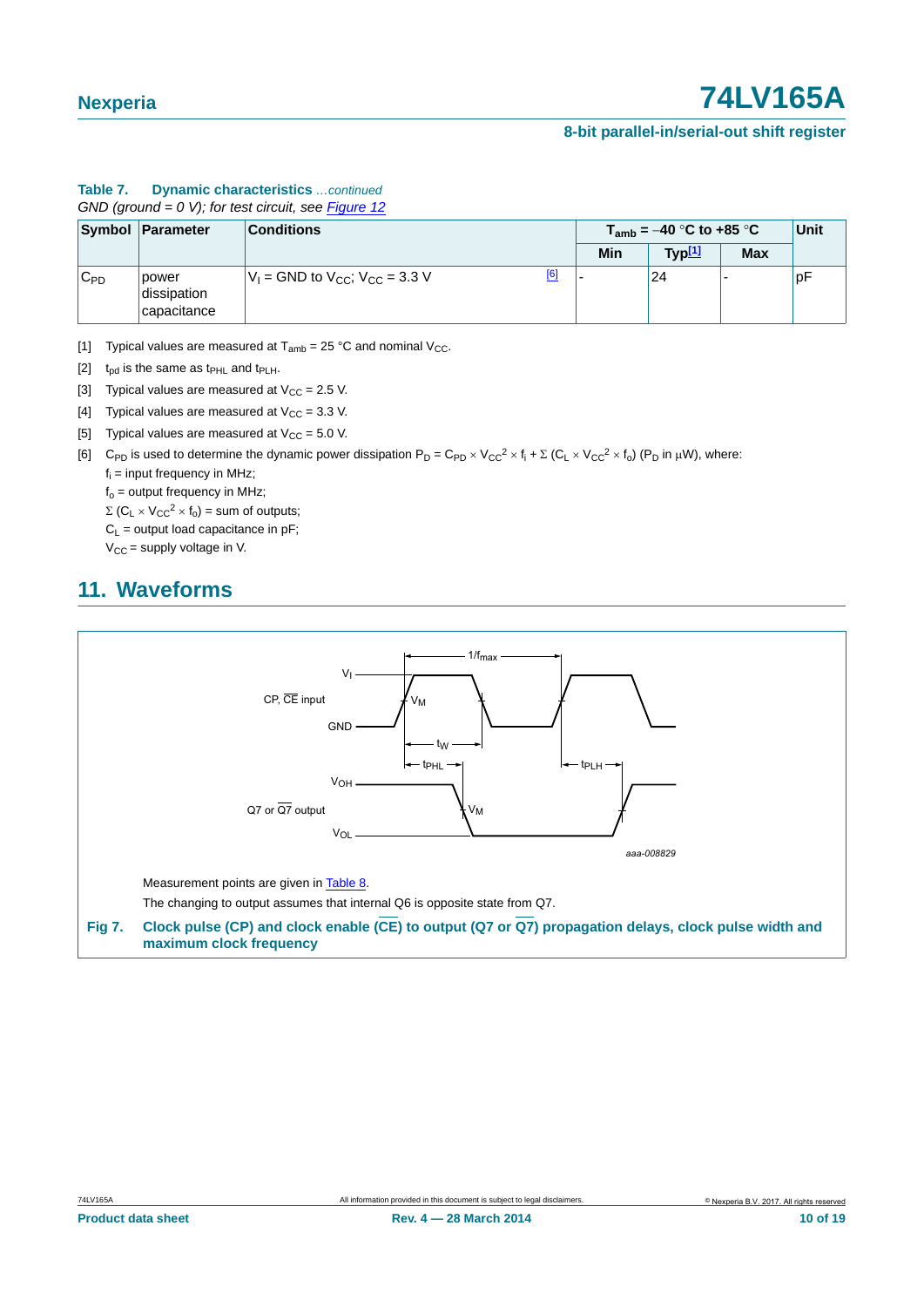**Table 7. Dynamic characteristics** *...continued*

*GND (ground = 0 V); for test circuit, see Figure 12*

| Symbol | Parameter | Conditions | $T_{amb}$ = −40 °C to +85 °C | | | Unit |
|---|---|---|---|---|---|---|
| | | | Min | Typ[1] | Max | |
| $C_{PD}$ | power dissipation capacitance | $V_I$ = GND to $V_{CC}$; $V_{CC}$ = 3.3 V [6] | - | 24 | - | pF |

[1] Typical values are measured at $T_{amb}$ = 25 °C and nominal $V_{CC}$.

[2] $t_{pd}$ is the same as $t_{PHL}$ and $t_{PLH}$.

[3] Typical values are measured at $V_{CC}$ = 2.5 V.

[4] Typical values are measured at $V_{CC}$ = 3.3 V.

[5] Typical values are measured at $V_{CC}$ = 5.0 V.

[6] $C_{PD}$ is used to determine the dynamic power dissipation $P_D = C_{PD} \times V_{CC}^2 \times f_i + \Sigma (C_L \times V_{CC}^2 \times f_o)$ ($P_D$ in μW), where:

$f_i$ = input frequency in MHz;

$f_o$ = output frequency in MHz;

$\Sigma (C_L \times V_{CC}^2 \times f_o)$ = sum of outputs;

$C_L$ = output load capacitance in pF;

$V_{CC}$ = supply voltage in V.

## 11. Waveforms

Measurement points are given in Table 8.

The changing to output assumes that internal Q6 is opposite state from Q7.

**Fig 7. Clock pulse (CP) and clock enable ($\overline{CE}$) to output (Q7 or $\overline{Q7}$) propagation delays, clock pulse width and maximum clock frequency**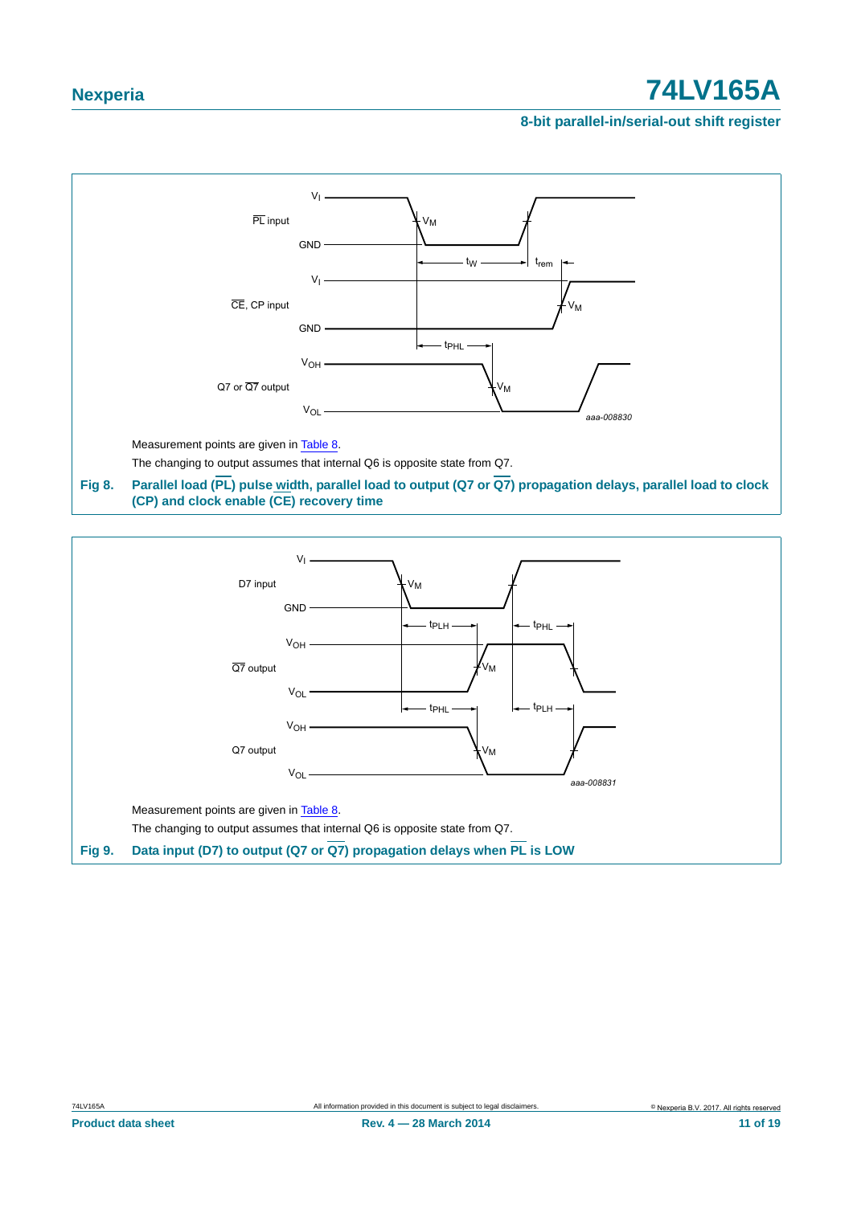Measurement points are given in Table 8.

The changing to output assumes that internal Q6 is opposite state from Q7.

**Fig 8. Parallel load ($\overline{PL}$) pulse width, parallel load to output (Q7 or $\overline{Q7}$) propagation delays, parallel load to clock (CP) and clock enable ($\overline{CE}$) recovery time**

Measurement points are given in Table 8.

The changing to output assumes that internal Q6 is opposite state from Q7.

**Fig 9. Data input (D7) to output (Q7 or $\overline{Q7}$) propagation delays when $\overline{PL}$ is LOW**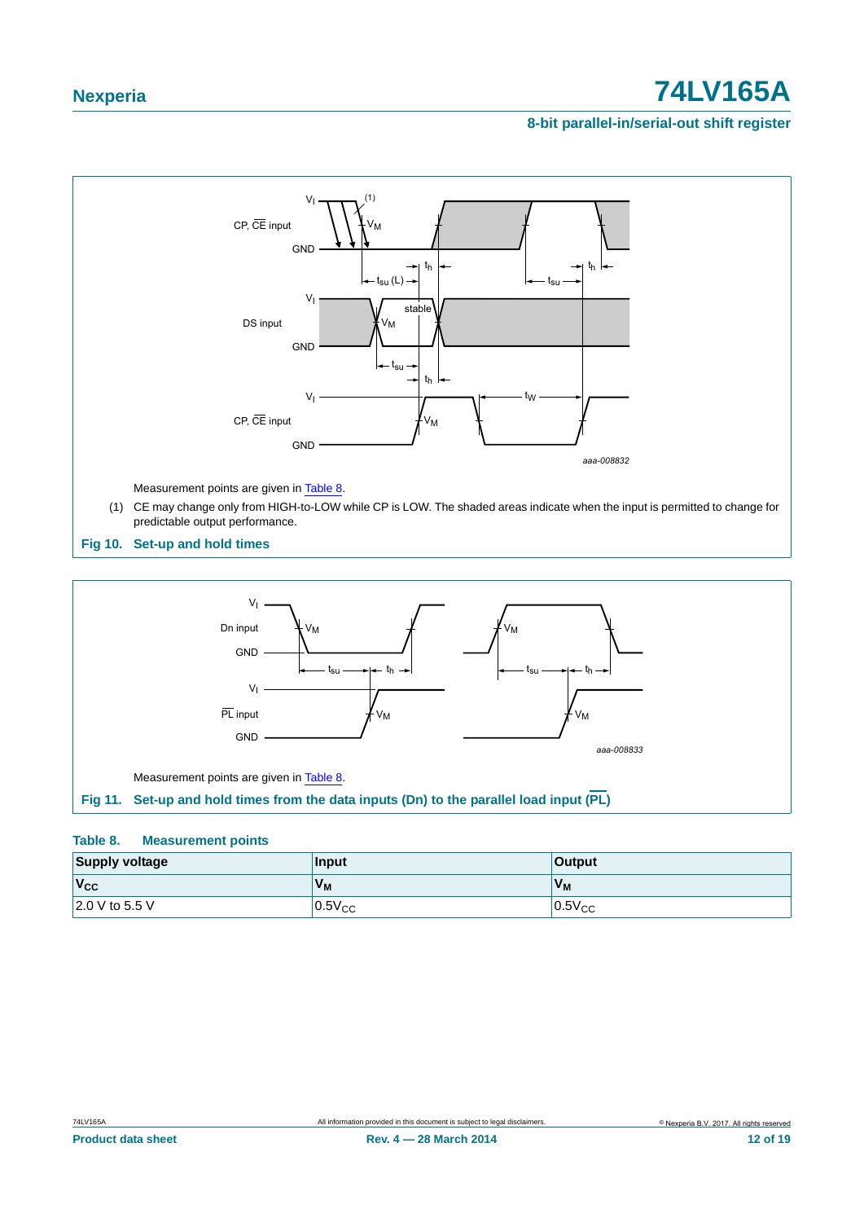Measurement points are given in Table 8.

(1) CE may change only from HIGH-to-LOW while CP is LOW. The shaded areas indicate when the input is permitted to change for predictable output performance.

**Fig 10. Set-up and hold times**

Measurement points are given in Table 8.

**Fig 11. Set-up and hold times from the data inputs (Dn) to the parallel load input ($\overline{PL}$)**

**Table 8. Measurement points**

| Supply voltage | Input | Output |
|---|---|---|
| $V_{CC}$ | $V_M$ | $V_M$ |
| 2.0 V to 5.5 V | $0.5V_{CC}$ | $0.5V_{CC}$ |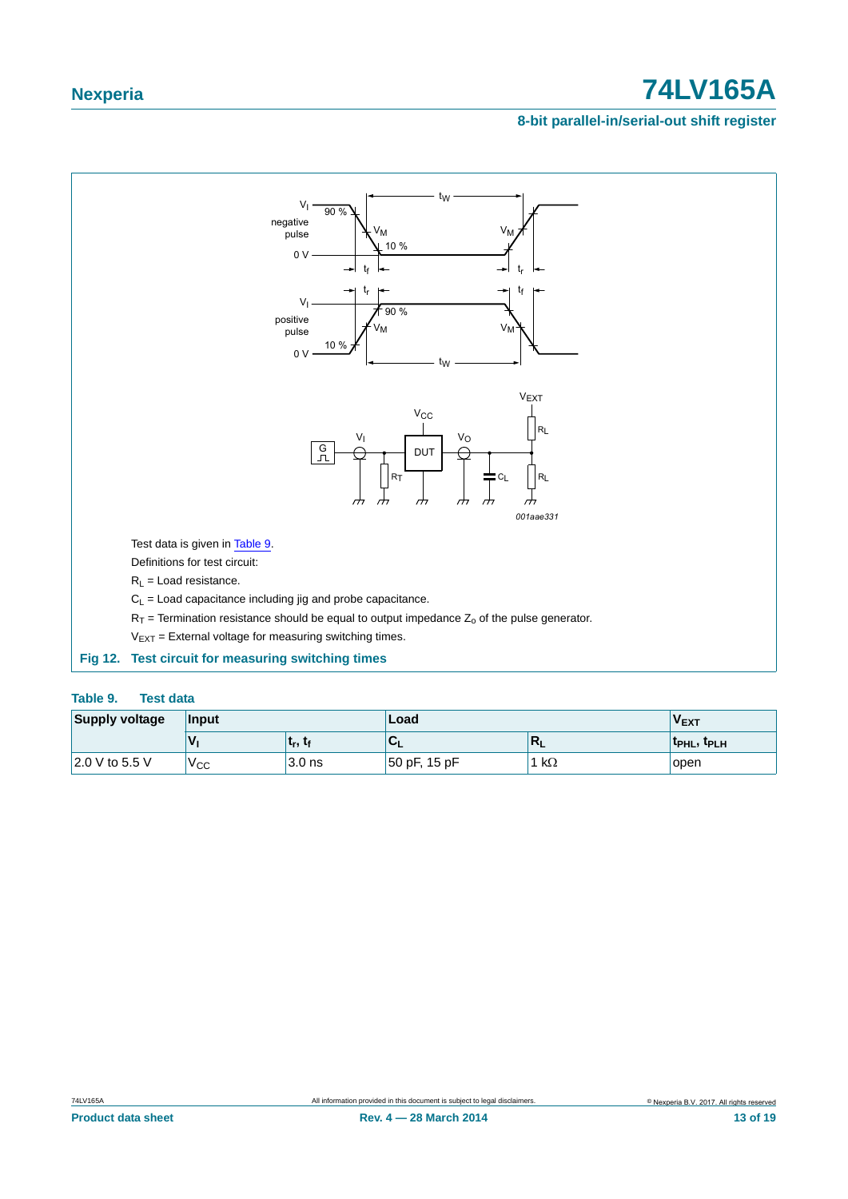Test data is given in Table 9.

Definitions for test circuit:

$R_L$ = Load resistance.

$C_L$ = Load capacitance including jig and probe capacitance.

$R_T$ = Termination resistance should be equal to output impedance $Z_o$ of the pulse generator.

$V_{EXT}$ = External voltage for measuring switching times.

**Fig 12. Test circuit for measuring switching times**

**Table 9. Test data**

| Supply voltage | Input | | Load | | $V_{EXT}$ |
|---|---|---|---|---|---|
| | $V_I$ | $t_r$, $t_f$ | $C_L$ | $R_L$ | $t_{PHL}$, $t_{PLH}$ |
| 2.0 V to 5.5 V | $V_{CC}$ | 3.0 ns | 50 pF, 15 pF | 1 kΩ | open |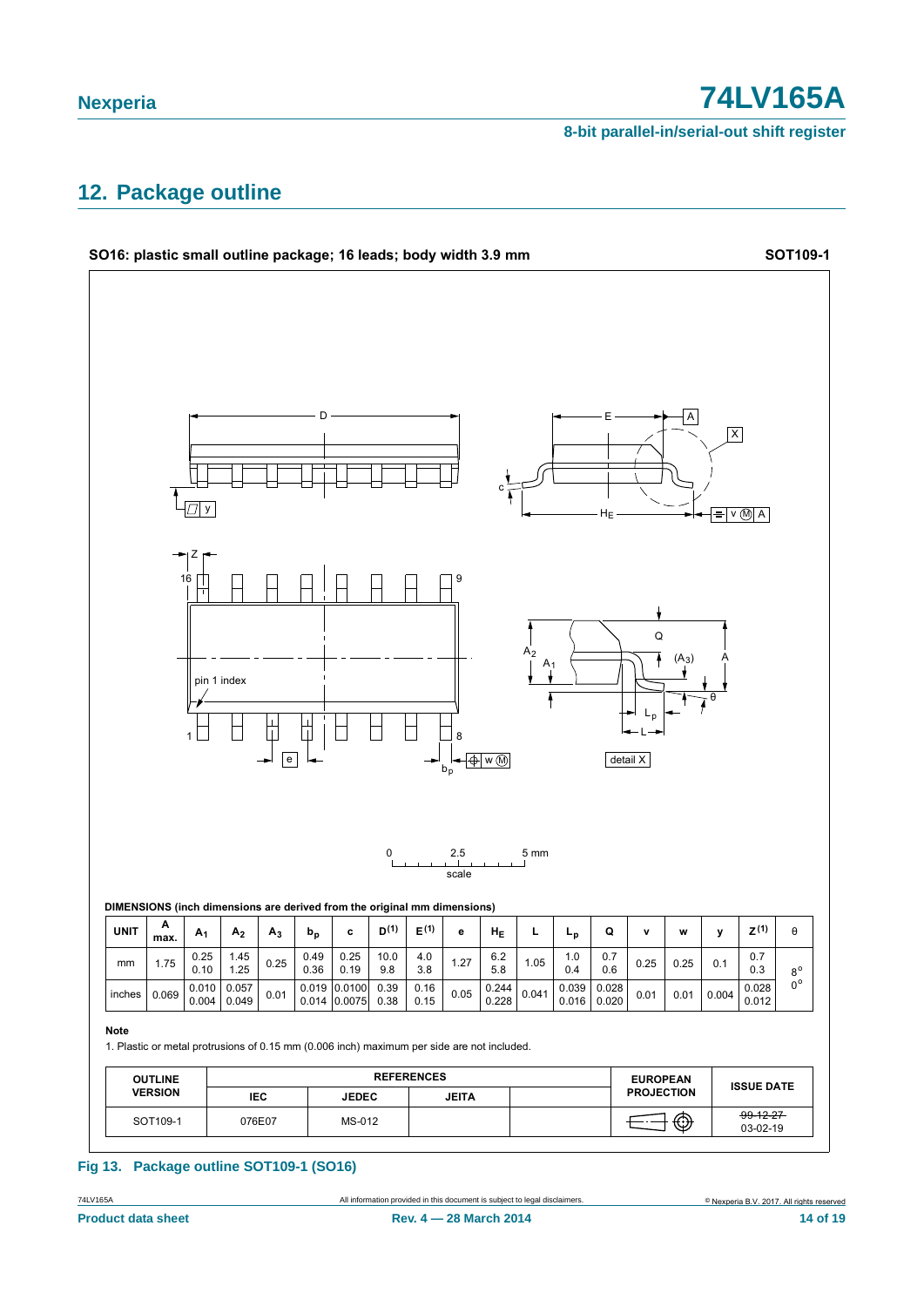## 12. Package outline

**SO16: plastic small outline package; 16 leads; body width 3.9 mm** **SOT109-1**

DIMENSIONS (inch dimensions are derived from the original mm dimensions)

| UNIT | A max. | $A_1$ | $A_2$ | $A_3$ | $b_p$ | c | $D^{(1)}$ | $E^{(1)}$ | e | $H_E$ | L | $L_p$ | Q | v | w | y | $Z^{(1)}$ | θ |
|---|---|---|---|---|---|---|---|---|---|---|---|---|---|---|---|---|---|---|
| mm | 1.75 | 0.25<br>0.10 | 1.45<br>1.25 | 0.25 | 0.49<br>0.36 | 0.25<br>0.19 | 10.0<br>9.8 | 4.0<br>3.8 | 1.27 | 6.2<br>5.8 | 1.05 | 1.0<br>0.4 | 0.7<br>0.6 | 0.25 | 0.25 | 0.1 | 0.7<br>0.3 | 8°<br>0° |
| inches | 0.069 | 0.010<br>0.004 | 0.057<br>0.049 | 0.01 | 0.019<br>0.014 | 0.0100<br>0.0075 | 0.39<br>0.38 | 0.16<br>0.15 | 0.05 | 0.244<br>0.228 | 0.041 | 0.039<br>0.016 | 0.028<br>0.020 | 0.01 | 0.01 | 0.004 | 0.028<br>0.012 | |

**Note**

1. Plastic or metal protrusions of 0.15 mm (0.006 inch) maximum per side are not included.

| OUTLINE VERSION | REFERENCES | | | | EUROPEAN PROJECTION | ISSUE DATE |
|---|---|---|---|---|---|---|
| | IEC | JEDEC | JEITA | | | |
| SOT109-1 | 076E07 | MS-012 | | | | ~~99-12-27~~<br>03-02-19 |

**Fig 13. Package outline SOT109-1 (SO16)**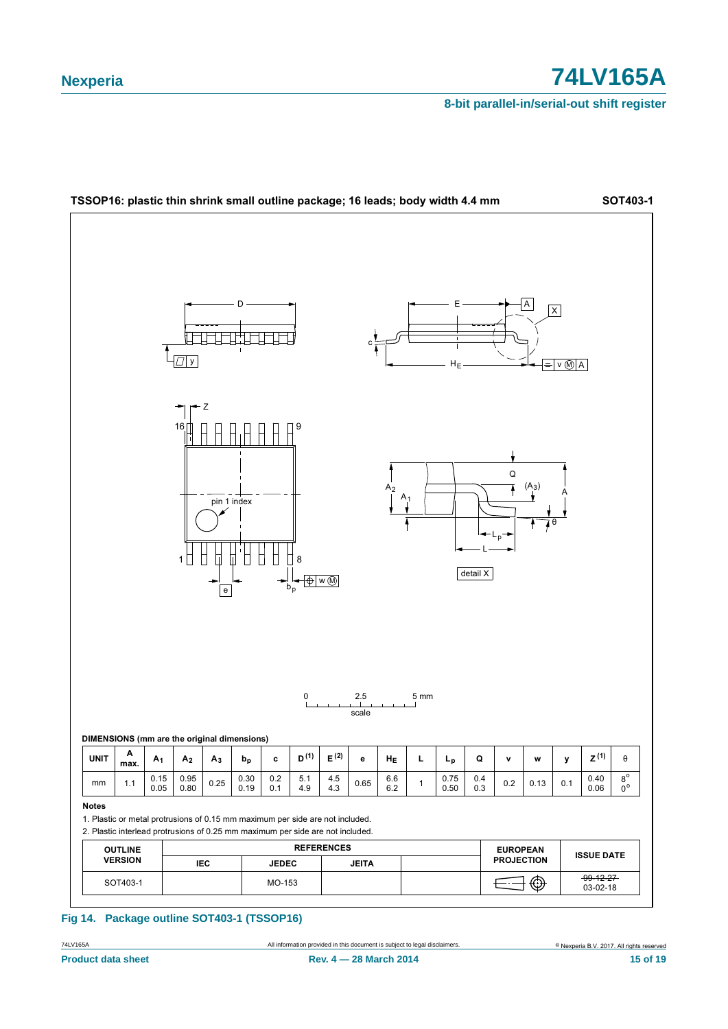**TSSOP16: plastic thin shrink small outline package; 16 leads; body width 4.4 mm** **SOT403-1**

**DIMENSIONS (mm are the original dimensions)**

| UNIT | A max. | $A_1$ | $A_2$ | $A_3$ | $b_p$ | c | $D^{(1)}$ | $E^{(2)}$ | e | $H_E$ | L | $L_p$ | Q | v | w | y | $Z^{(1)}$ | θ |
|---|---|---|---|---|---|---|---|---|---|---|---|---|---|---|---|---|---|---|
| mm | 1.1 | 0.15<br>0.05 | 0.95<br>0.80 | 0.25 | 0.30<br>0.19 | 0.2<br>0.1 | 5.1<br>4.9 | 4.5<br>4.3 | 0.65 | 6.6<br>6.2 | 1 | 0.75<br>0.50 | 0.4<br>0.3 | 0.2 | 0.13 | 0.1 | 0.40<br>0.06 | 8°<br>0° |

**Notes**

1. Plastic or metal protrusions of 0.15 mm maximum per side are not included.
2. Plastic interlead protrusions of 0.25 mm maximum per side are not included.

| OUTLINE VERSION | REFERENCES | | | | EUROPEAN PROJECTION | ISSUE DATE |
|---|---|---|---|---|---|---|
| | IEC | JEDEC | JEITA | | | |
| SOT403-1 | | MO-153 | | | | ~~99-12-27~~<br>03-02-18 |

**Fig 14. Package outline SOT403-1 (TSSOP16)**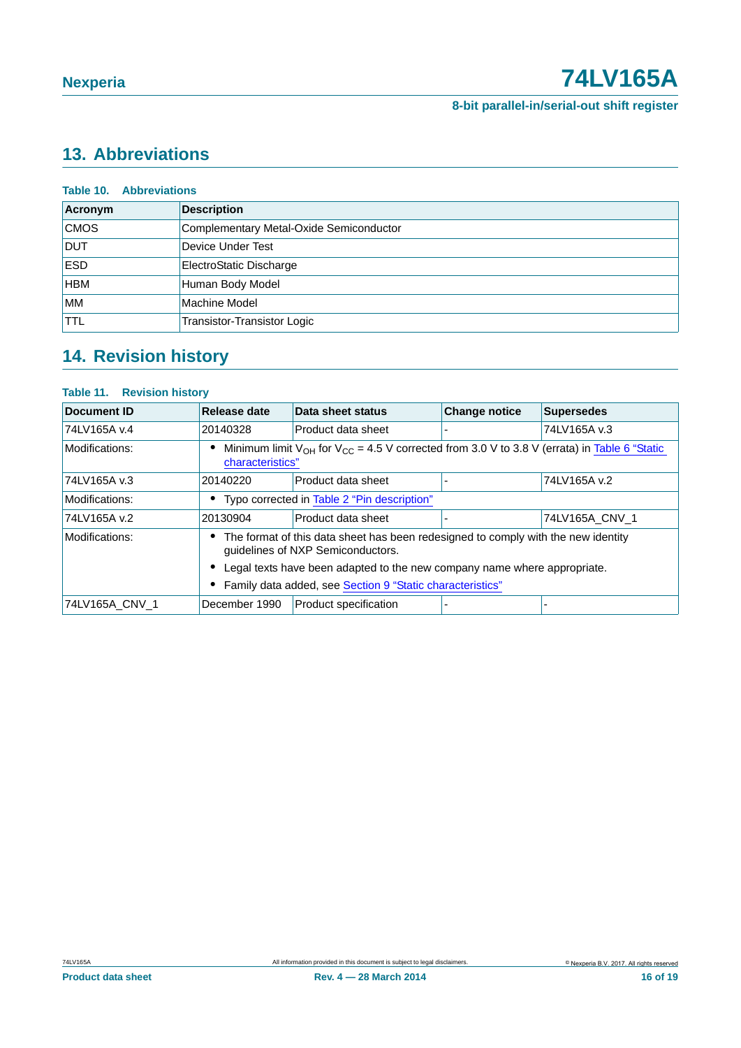## 13. Abbreviations

**Table 10. Abbreviations**

| Acronym | Description |
|---|---|
| CMOS | Complementary Metal-Oxide Semiconductor |
| DUT | Device Under Test |
| ESD | ElectroStatic Discharge |
| HBM | Human Body Model |
| MM | Machine Model |
| TTL | Transistor-Transistor Logic |

## 14. Revision history

**Table 11. Revision history**

| Document ID | Release date | Data sheet status | Change notice | Supersedes |
|---|---|---|---|---|
| 74LV165A v.4 | 20140328 | Product data sheet | - | 74LV165A v.3 |
| Modifications: | • Minimum limit $V_{OH}$ for $V_{CC}$ = 4.5 V corrected from 3.0 V to 3.8 V (errata) in Table 6 "Static characteristics" | | | |
| 74LV165A v.3 | 20140220 | Product data sheet | - | 74LV165A v.2 |
| Modifications: | • Typo corrected in Table 2 "Pin description" | | | |
| 74LV165A v.2 | 20130904 | Product data sheet | - | 74LV165A_CNV_1 |
| Modifications: | • The format of this data sheet has been redesigned to comply with the new identity guidelines of NXP Semiconductors. • Legal texts have been adapted to the new company name where appropriate. • Family data added, see Section 9 "Static characteristics" | | | |
| 74LV165A_CNV_1 | December 1990 | Product specification | - | - |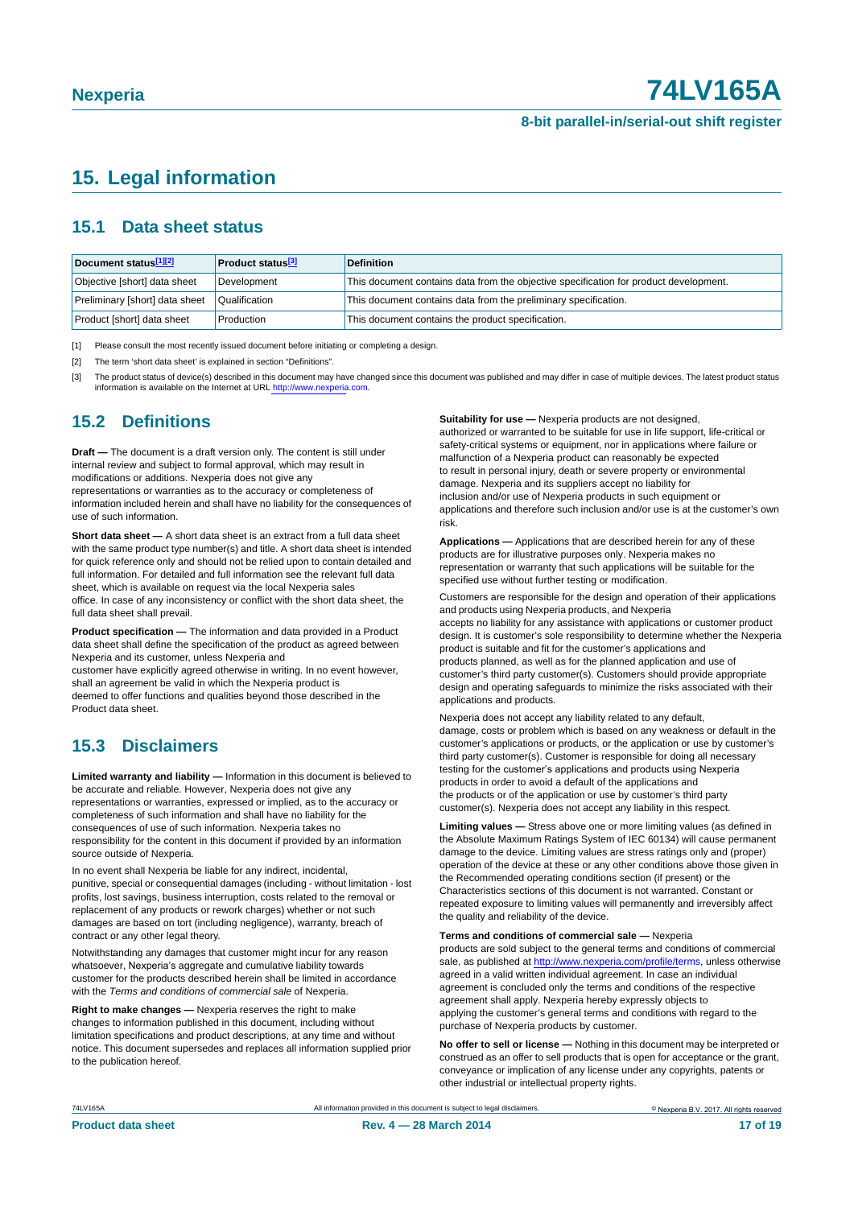# 15. Legal information

## 15.1 Data sheet status

| Document status[1][2] | Product status[3] | Definition |
|---|---|---|
| Objective [short] data sheet | Development | This document contains data from the objective specification for product development. |
| Preliminary [short] data sheet | Qualification | This document contains data from the preliminary specification. |
| Product [short] data sheet | Production | This document contains the product specification. |

[1] Please consult the most recently issued document before initiating or completing a design.

[2] The term 'short data sheet' is explained in section "Definitions".

[3] The product status of device(s) described in this document may have changed since this document was published and may differ in case of multiple devices. The latest product status information is available on the Internet at URL http://www.nexperia.com.

## 15.2 Definitions

**Draft —** The document is a draft version only. The content is still under internal review and subject to formal approval, which may result in modifications or additions. Nexperia does not give any representations or warranties as to the accuracy or completeness of information included herein and shall have no liability for the consequences of use of such information.

**Short data sheet —** A short data sheet is an extract from a full data sheet with the same product type number(s) and title. A short data sheet is intended for quick reference only and should not be relied upon to contain detailed and full information. For detailed and full information see the relevant full data sheet, which is available on request via the local Nexperia sales office. In case of any inconsistency or conflict with the short data sheet, the full data sheet shall prevail.

**Product specification —** The information and data provided in a Product data sheet shall define the specification of the product as agreed between Nexperia and its customer, unless Nexperia and customer have explicitly agreed otherwise in writing. In no event however, shall an agreement be valid in which the Nexperia product is deemed to offer functions and qualities beyond those described in the Product data sheet.

## 15.3 Disclaimers

**Limited warranty and liability —** Information in this document is believed to be accurate and reliable. However, Nexperia does not give any representations or warranties, expressed or implied, as to the accuracy or completeness of such information and shall have no liability for the consequences of use of such information. Nexperia takes no responsibility for the content in this document if provided by an information source outside of Nexperia.

In no event shall Nexperia be liable for any indirect, incidental, punitive, special or consequential damages (including - without limitation - lost profits, lost savings, business interruption, costs related to the removal or replacement of any products or rework charges) whether or not such damages are based on tort (including negligence), warranty, breach of contract or any other legal theory.

Notwithstanding any damages that customer might incur for any reason whatsoever, Nexperia's aggregate and cumulative liability towards customer for the products described herein shall be limited in accordance with the *Terms and conditions of commercial sale* of Nexperia.

**Right to make changes —** Nexperia reserves the right to make changes to information published in this document, including without limitation specifications and product descriptions, at any time and without notice. This document supersedes and replaces all information supplied prior to the publication hereof.

**Suitability for use —** Nexperia products are not designed, authorized or warranted to be suitable for use in life support, life-critical or safety-critical systems or equipment, nor in applications where failure or malfunction of a Nexperia product can reasonably be expected to result in personal injury, death or severe property or environmental damage. Nexperia and its suppliers accept no liability for inclusion and/or use of Nexperia products in such equipment or applications and therefore such inclusion and/or use is at the customer's own risk.

**Applications —** Applications that are described herein for any of these products are for illustrative purposes only. Nexperia makes no representation or warranty that such applications will be suitable for the specified use without further testing or modification.

Customers are responsible for the design and operation of their applications and products using Nexperia products, and Nexperia accepts no liability for any assistance with applications or customer product design. It is customer's sole responsibility to determine whether the Nexperia product is suitable and fit for the customer's applications and products planned, as well as for the planned application and use of customer's third party customer(s). Customers should provide appropriate design and operating safeguards to minimize the risks associated with their applications and products.

Nexperia does not accept any liability related to any default, damage, costs or problem which is based on any weakness or default in the customer's applications or products, or the application or use by customer's third party customer(s). Customer is responsible for doing all necessary testing for the customer's applications and products using Nexperia products in order to avoid a default of the applications and the products or of the application or use by customer's third party customer(s). Nexperia does not accept any liability in this respect.

**Limiting values —** Stress above one or more limiting values (as defined in the Absolute Maximum Ratings System of IEC 60134) will cause permanent damage to the device. Limiting values are stress ratings only and (proper) operation of the device at these or any other conditions above those given in the Recommended operating conditions section (if present) or the Characteristics sections of this document is not warranted. Constant or repeated exposure to limiting values will permanently and irreversibly affect the quality and reliability of the device.

**Terms and conditions of commercial sale —** Nexperia products are sold subject to the general terms and conditions of commercial sale, as published at http://www.nexperia.com/profile/terms, unless otherwise agreed in a valid written individual agreement. In case an individual agreement is concluded only the terms and conditions of the respective agreement shall apply. Nexperia hereby expressly objects to applying the customer's general terms and conditions with regard to the purchase of Nexperia products by customer.

**No offer to sell or license —** Nothing in this document may be interpreted or construed as an offer to sell products that is open for acceptance or the grant, conveyance or implication of any license under any copyrights, patents or other industrial or intellectual property rights.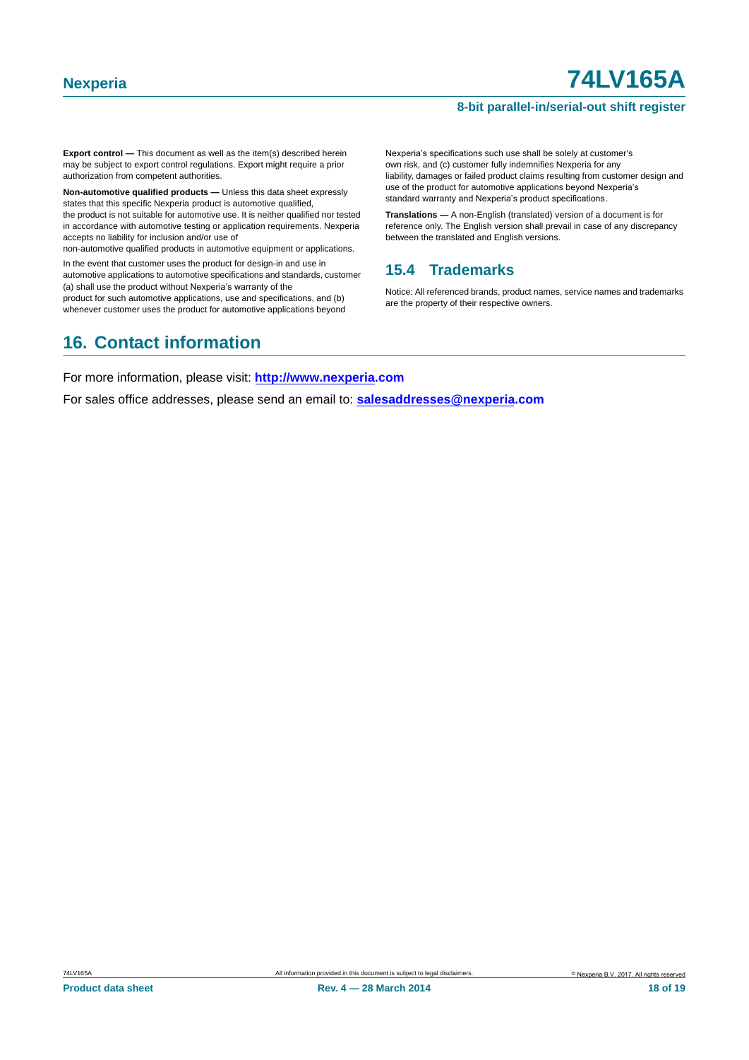**Export control —** This document as well as the item(s) described herein may be subject to export control regulations. Export might require a prior authorization from competent authorities.

**Non-automotive qualified products —** Unless this data sheet expressly states that this specific Nexperia product is automotive qualified, the product is not suitable for automotive use. It is neither qualified nor tested in accordance with automotive testing or application requirements. Nexperia accepts no liability for inclusion and/or use of non-automotive qualified products in automotive equipment or applications.

In the event that customer uses the product for design-in and use in automotive applications to automotive specifications and standards, customer (a) shall use the product without Nexperia's warranty of the product for such automotive applications, use and specifications, and (b) whenever customer uses the product for automotive applications beyond Nexperia's specifications such use shall be solely at customer's own risk, and (c) customer fully indemnifies Nexperia for any liability, damages or failed product claims resulting from customer design and use of the product for automotive applications beyond Nexperia's standard warranty and Nexperia's product specifications.

**Translations —** A non-English (translated) version of a document is for reference only. The English version shall prevail in case of any discrepancy between the translated and English versions.

### 15.4 Trademarks

Notice: All referenced brands, product names, service names and trademarks are the property of their respective owners.

## 16. Contact information

For more information, please visit: **http://www.nexperia.com**

For sales office addresses, please send an email to: **salesaddresses@nexperia.com**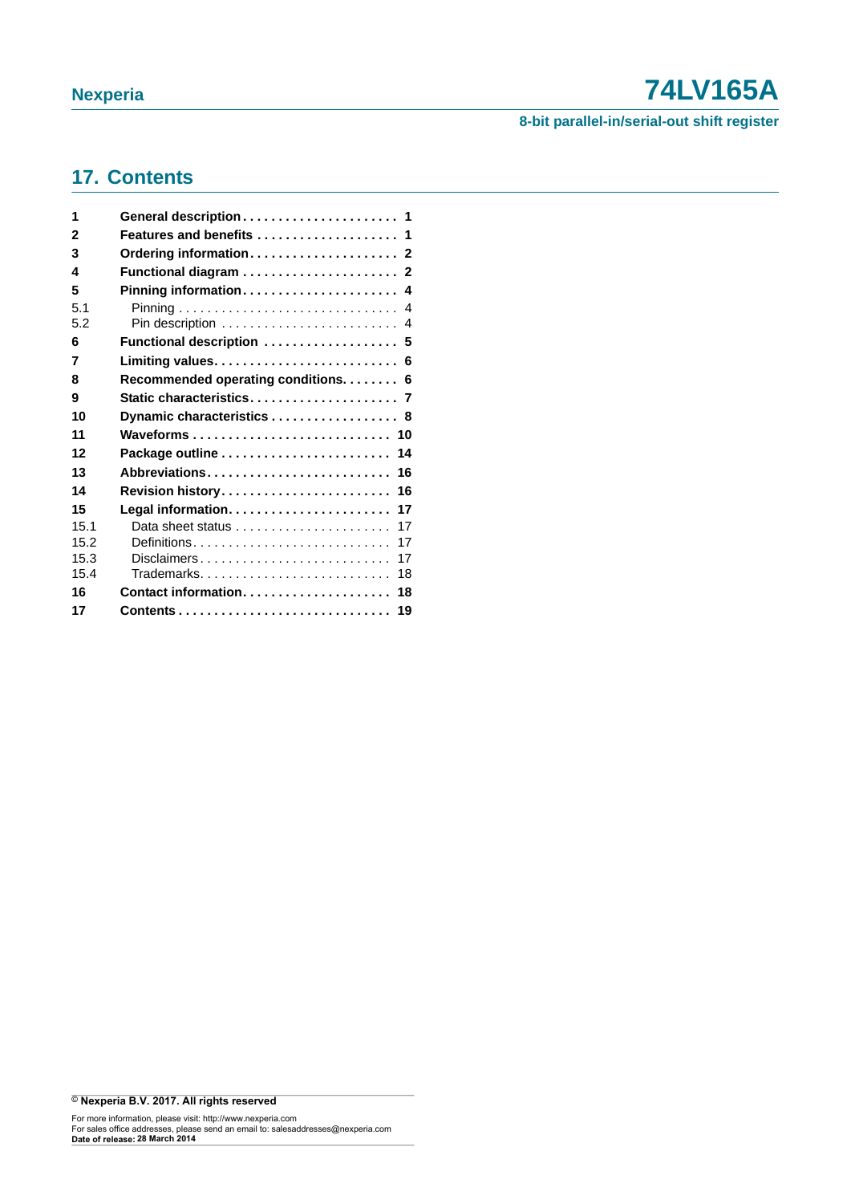## 17. Contents

| | | |
|---|---|---|
| **1** | **General description** | **1** |
| **2** | **Features and benefits** | **1** |
| **3** | **Ordering information** | **2** |
| **4** | **Functional diagram** | **2** |
| **5** | **Pinning information** | **4** |
| 5.1 | Pinning | 4 |
| 5.2 | Pin description | 4 |
| **6** | **Functional description** | **5** |
| **7** | **Limiting values** | **6** |
| **8** | **Recommended operating conditions** | **6** |
| **9** | **Static characteristics** | **7** |
| **10** | **Dynamic characteristics** | **8** |
| **11** | **Waveforms** | **10** |
| **12** | **Package outline** | **14** |
| **13** | **Abbreviations** | **16** |
| **14** | **Revision history** | **16** |
| **15** | **Legal information** | **17** |
| 15.1 | Data sheet status | 17 |
| 15.2 | Definitions | 17 |
| 15.3 | Disclaimers | 17 |
| 15.4 | Trademarks | 18 |
| **16** | **Contact information** | **18** |
| **17** | **Contents** | **19** |

**© Nexperia B.V. 2017. All rights reserved**

For more information, please visit: http://www.nexperia.com
For sales office addresses, please send an email to: salesaddresses@nexperia.com
**Date of release: 28 March 2014**